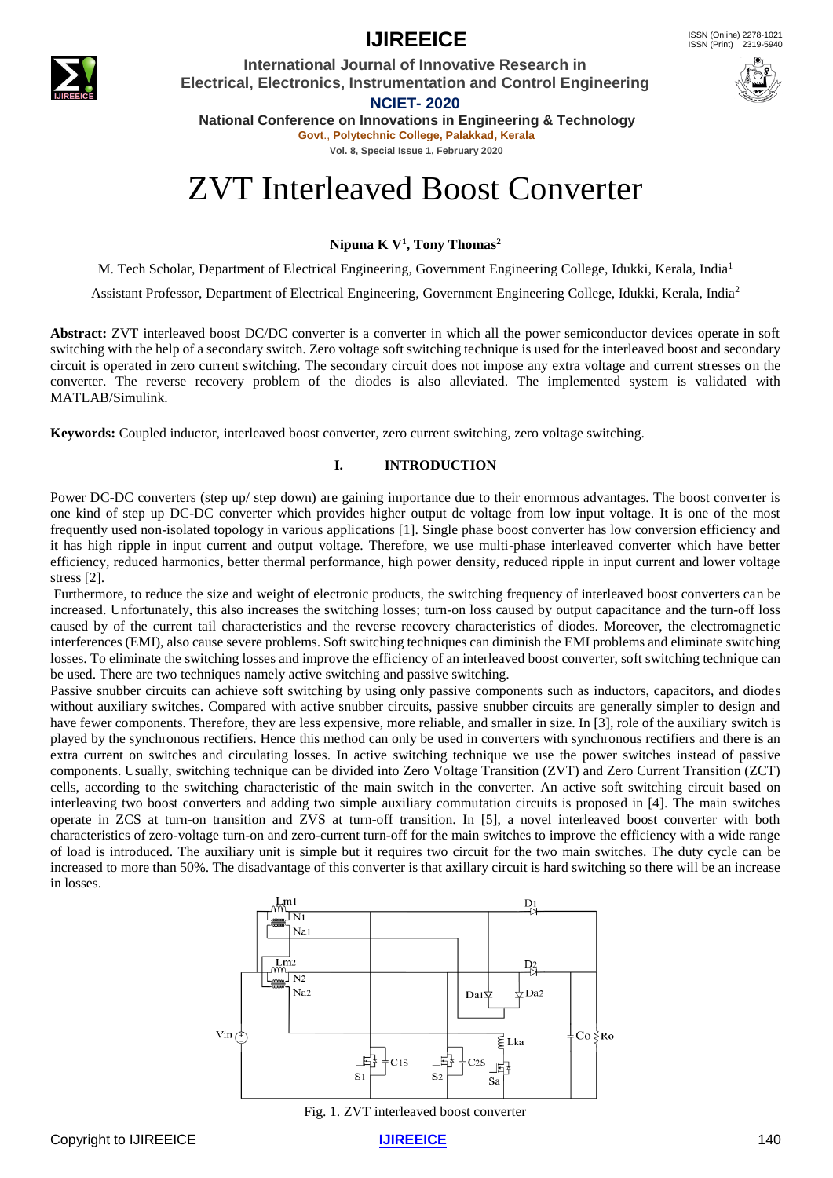# ZVT Interleaved Boost Converter

**Nipuna K V[1], Tony Thomas[2]**

M. Tech Scholar, Department of Electrical Engineering, Government Engineering College, Idukki, Kerala, India[1]

Assistant Professor, Department of Electrical Engineering, Government Engineering College, Idukki, Kerala, India[2]

**Abstract:** ZVT interleaved boost DC/DC converter is a converter in which all the power semiconductor devices operate in soft switching with the help of a secondary switch. Zero voltage soft switching technique is used for the interleaved boost and secondary circuit is operated in zero current switching. The secondary circuit does not impose any extra voltage and current stresses on the converter. The reverse recovery problem of the diodes is also alleviated. The implemented system is validated with MATLAB/Simulink.

**Keywords:** Coupled inductor, interleaved boost converter, zero current switching, zero voltage switching.

## I. INTRODUCTION

Power DC-DC converters (step up/ step down) are gaining importance due to their enormous advantages. The boost converter is one kind of step up DC-DC converter which provides higher output dc voltage from low input voltage. It is one of the most frequently used non-isolated topology in various applications [1]. Single phase boost converter has low conversion efficiency and it has high ripple in input current and output voltage. Therefore, we use multi-phase interleaved converter which have better efficiency, reduced harmonics, better thermal performance, high power density, reduced ripple in input current and lower voltage stress [2].

Furthermore, to reduce the size and weight of electronic products, the switching frequency of interleaved boost converters can be increased. Unfortunately, this also increases the switching losses; turn-on loss caused by output capacitance and the turn-off loss caused by of the current tail characteristics and the reverse recovery characteristics of diodes. Moreover, the electromagnetic interferences (EMI), also cause severe problems. Soft switching techniques can diminish the EMI problems and eliminate switching losses. To eliminate the switching losses and improve the efficiency of an interleaved boost converter, soft switching technique can be used. There are two techniques namely active switching and passive switching.

Passive snubber circuits can achieve soft switching by using only passive components such as inductors, capacitors, and diodes without auxiliary switches. Compared with active snubber circuits, passive snubber circuits are generally simpler to design and have fewer components. Therefore, they are less expensive, more reliable, and smaller in size. In [3], role of the auxiliary switch is played by the synchronous rectifiers. Hence this method can only be used in converters with synchronous rectifiers and there is an extra current on switches and circulating losses. In active switching technique we use the power switches instead of passive components. Usually, switching technique can be divided into Zero Voltage Transition (ZVT) and Zero Current Transition (ZCT) cells, according to the switching characteristic of the main switch in the converter. An active soft switching circuit based on interleaving two boost converters and adding two simple auxiliary commutation circuits is proposed in [4]. The main switches operate in ZCS at turn-on transition and ZVS at turn-off transition. In [5], a novel interleaved boost converter with both characteristics of zero-voltage turn-on and zero-current turn-off for the main switches to improve the efficiency with a wide range of load is introduced. The auxiliary unit is simple but it requires two circuit for the two main switches. The duty cycle can be increased to more than 50%. The disadvantage of this converter is that axillary circuit is hard switching so there will be an increase in losses.

Fig. 1. ZVT interleaved boost converter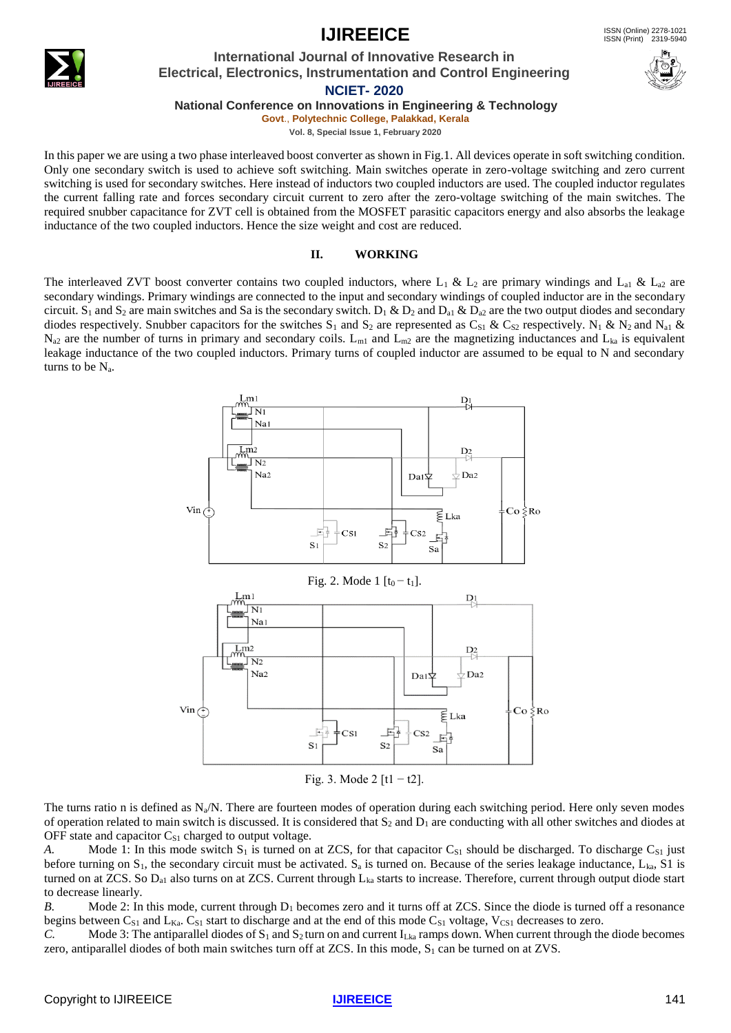In this paper we are using a two phase interleaved boost converter as shown in Fig.1. All devices operate in soft switching condition. Only one secondary switch is used to achieve soft switching. Main switches operate in zero-voltage switching and zero current switching is used for secondary switches. Here instead of inductors two coupled inductors are used. The coupled inductor regulates the current falling rate and forces secondary circuit current to zero after the zero-voltage switching of the main switches. The required snubber capacitance for ZVT cell is obtained from the MOSFET parasitic capacitors energy and also absorbs the leakage inductance of the two coupled inductors. Hence the size weight and cost are reduced.

## II. WORKING

The interleaved ZVT boost converter contains two coupled inductors, where $L_1$ & $L_2$ are primary windings and $L_{a1}$ & $L_{a2}$ are secondary windings. Primary windings are connected to the input and secondary windings of coupled inductor are in the secondary circuit. $S_1$ and $S_2$ are main switches and Sa is the secondary switch. $D_1$ & $D_2$ and $D_{a1}$ & $D_{a2}$ are the two output diodes and secondary diodes respectively. Snubber capacitors for the switches $S_1$ and $S_2$ are represented as $C_{S1}$ & $C_{S2}$ respectively. $N_1$ & $N_2$ and $N_{a1}$ & $N_{a2}$ are the number of turns in primary and secondary coils. $L_{m1}$ and $L_{m2}$ are the magnetizing inductances and $L_{ka}$ is equivalent leakage inductance of the two coupled inductors. Primary turns of coupled inductor are assumed to be equal to N and secondary turns to be $N_a$.

Fig. 2. Mode 1 $[t_0 - t_1]$.

Fig. 3. Mode 2 [t1 − t2].

The turns ratio n is defined as $N_a/N$. There are fourteen modes of operation during each switching period. Here only seven modes of operation related to main switch is discussed. It is considered that $S_2$ and $D_1$ are conducting with all other switches and diodes at OFF state and capacitor $C_{S1}$ charged to output voltage.

*A.* Mode 1: In this mode switch $S_1$ is turned on at ZCS, for that capacitor $C_{S1}$ should be discharged. To discharge $C_{S1}$ just before turning on $S_1$, the secondary circuit must be activated. $S_a$ is turned on. Because of the series leakage inductance, $L_{ka}$, S1 is turned on at ZCS. So $D_{a1}$ also turns on at ZCS. Current through $L_{ka}$ starts to increase. Therefore, current through output diode start to decrease linearly.

*B.* Mode 2: In this mode, current through $D_1$ becomes zero and it turns off at ZCS. Since the diode is turned off a resonance begins between $C_{S1}$ and $L_{Ka}$. $C_{S1}$ start to discharge and at the end of this mode $C_{S1}$ voltage, $V_{CS1}$ decreases to zero.

*C.* Mode 3: The antiparallel diodes of $S_1$ and $S_2$ turn on and current $I_{Lka}$ ramps down. When current through the diode becomes zero, antiparallel diodes of both main switches turn off at ZCS. In this mode, $S_1$ can be turned on at ZVS.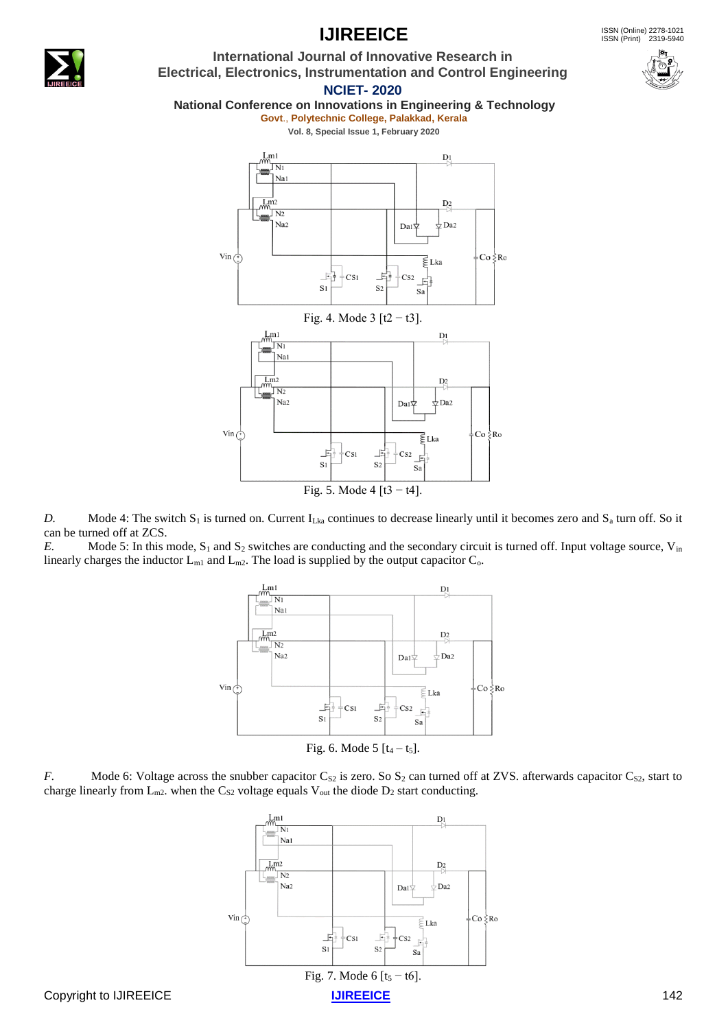Fig. 4. Mode 3 [t2 − t3].

Fig. 5. Mode 4 [t3 − t4].

*D.* Mode 4: The switch $S_1$ is turned on. Current $I_{Lka}$ continues to decrease linearly until it becomes zero and $S_a$ turn off. So it can be turned off at ZCS.

*E.* Mode 5: In this mode, $S_1$ and $S_2$ switches are conducting and the secondary circuit is turned off. Input voltage source, $V_{in}$ linearly charges the inductor $L_{m1}$ and $L_{m2}$. The load is supplied by the output capacitor $C_o$.

Fig. 6. Mode 5 [$t_4 - t_5$].

*F.* Mode 6: Voltage across the snubber capacitor $C_{S2}$ is zero. So $S_2$ can turned off at ZVS. afterwards capacitor $C_{S2}$, start to charge linearly from $L_{m2}$. when the $C_{S2}$ voltage equals $V_{out}$ the diode $D_2$ start conducting.

Fig. 7. Mode 6 [$t_5 - t6$].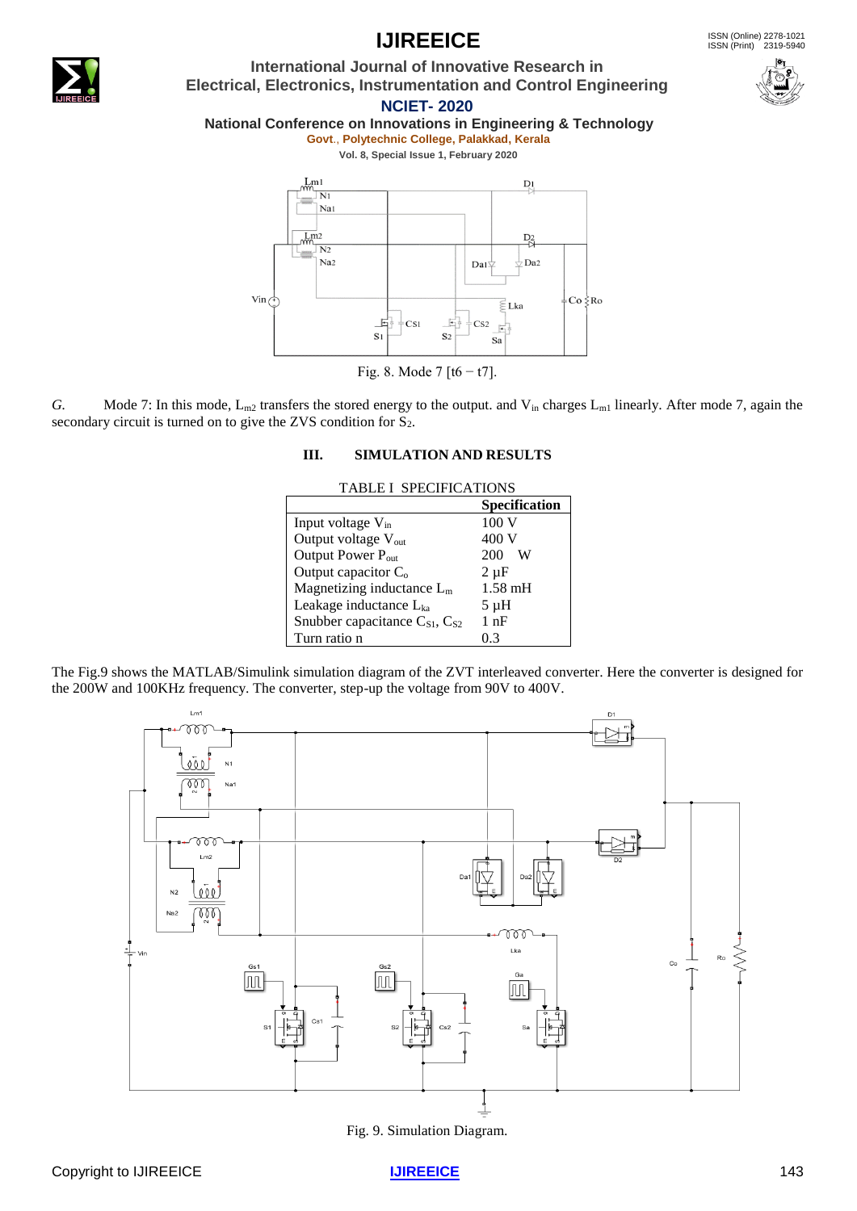Fig. 8. Mode 7 [t6 − t7].

*G.* Mode 7: In this mode, $L_{m2}$ transfers the stored energy to the output. and $V_{in}$ charges $L_{m1}$ linearly. After mode 7, again the secondary circuit is turned on to give the ZVS condition for $S_2$.

## III. SIMULATION AND RESULTS

TABLE I SPECIFICATIONS

| | Specification |
|---|---|
| Input voltage $V_{in}$ | 100 V |
| Output voltage $V_{out}$ | 400 V |
| Output Power $P_{out}$ | 200 W |
| Output capacitor $C_o$ | 2 µF |
| Magnetizing inductance $L_m$ | 1.58 mH |
| Leakage inductance $L_{ka}$ | 5 µH |
| Snubber capacitance $C_{S1}$, $C_{S2}$ | 1 nF |
| Turn ratio n | 0.3 |

The Fig.9 shows the MATLAB/Simulink simulation diagram of the ZVT interleaved converter. Here the converter is designed for the 200W and 100KHz frequency. The converter, step-up the voltage from 90V to 400V.

Fig. 9. Simulation Diagram.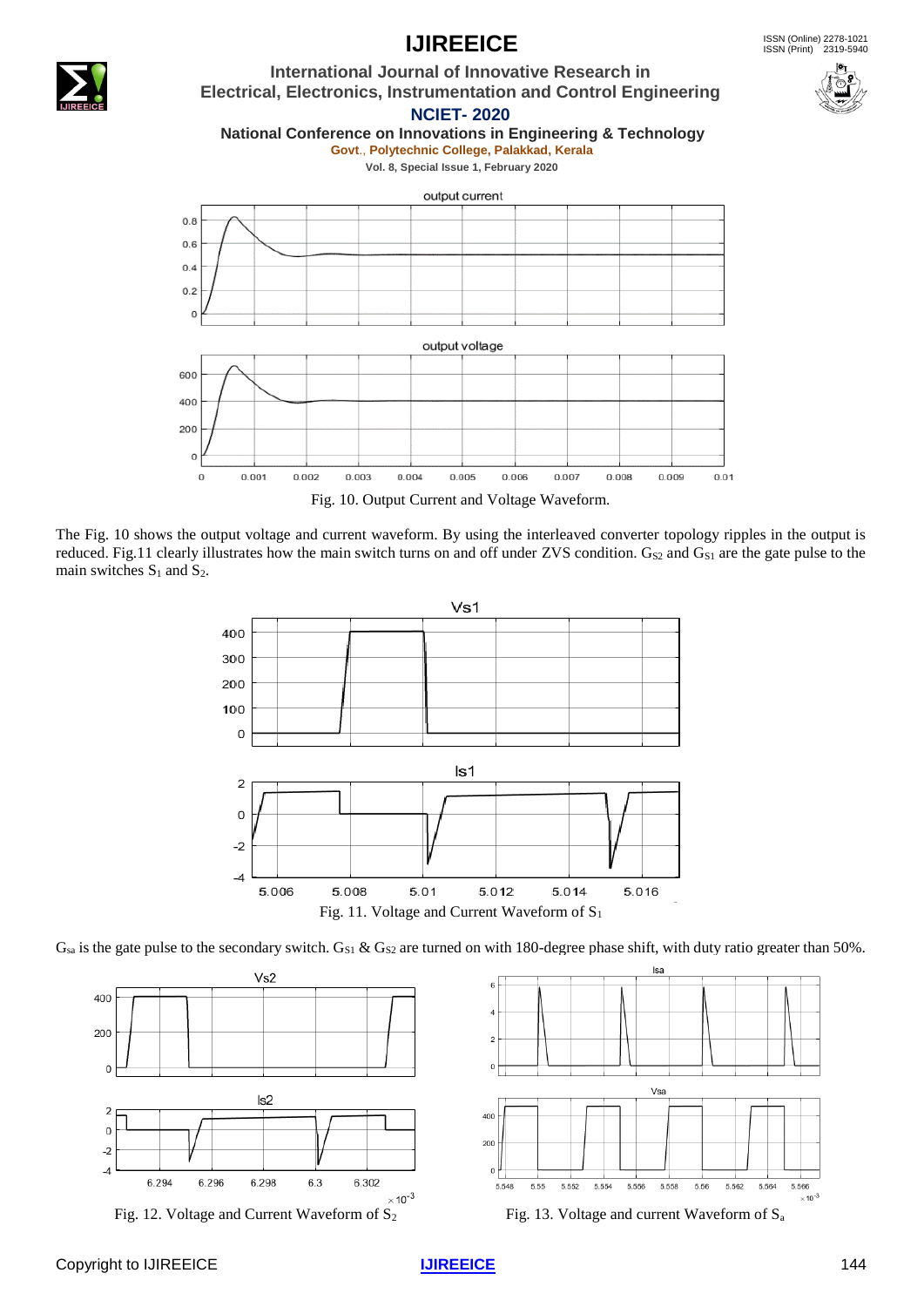Fig. 10. Output Current and Voltage Waveform.

The Fig. 10 shows the output voltage and current waveform. By using the interleaved converter topology ripples in the output is reduced. Fig.11 clearly illustrates how the main switch turns on and off under ZVS condition. $G_{S2}$ and $G_{S1}$ are the gate pulse to the main switches $S_1$ and $S_2$.

Fig. 11. Voltage and Current Waveform of $S_1$

$G_{sa}$ is the gate pulse to the secondary switch. $G_{S1}$ & $G_{S2}$ are turned on with 180-degree phase shift, with duty ratio greater than 50%.

Fig. 12. Voltage and Current Waveform of $S_2$

Fig. 13. Voltage and current Waveform of $S_a$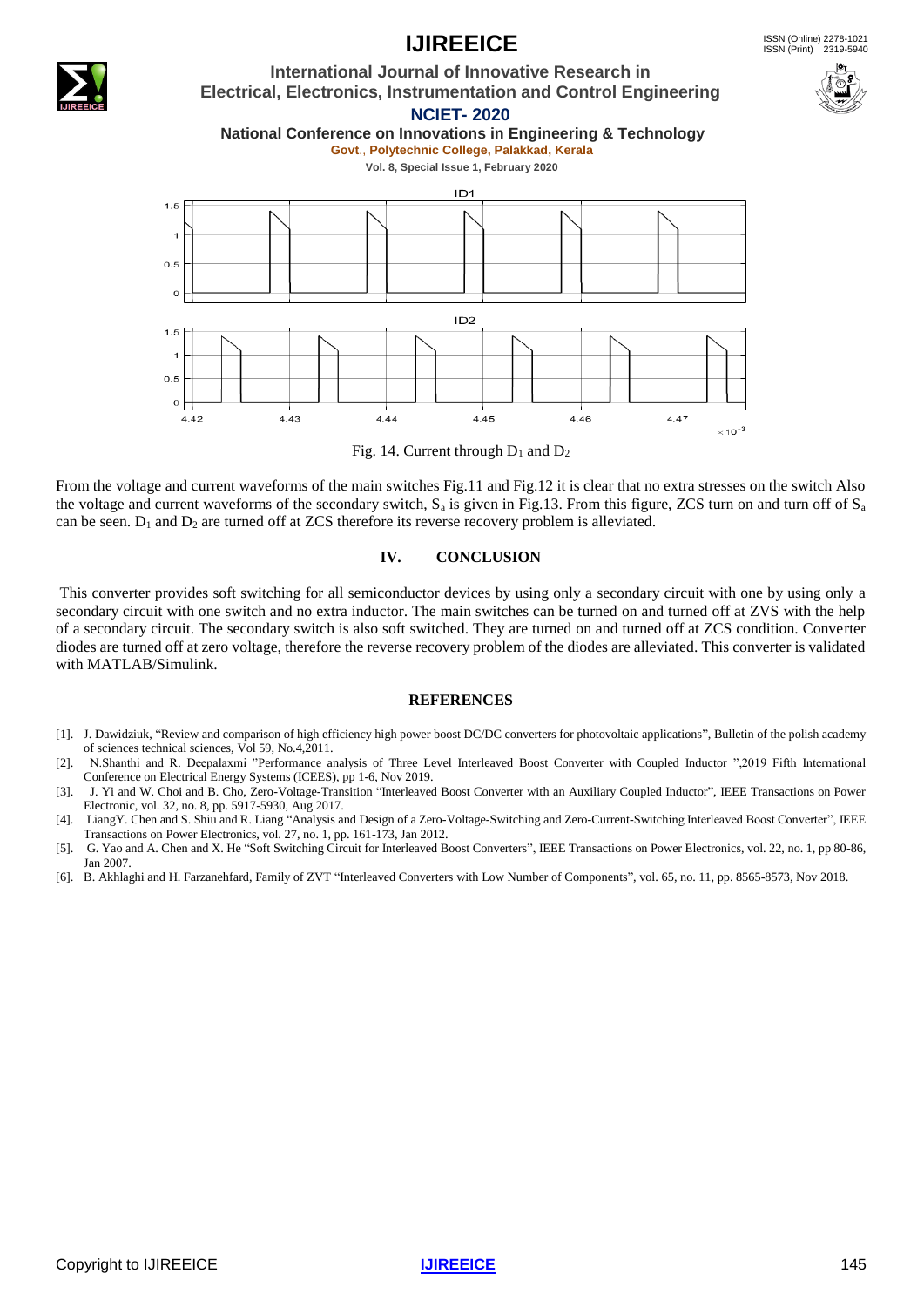ID1

1.5
1
0.5
0

ID2

1.5
1
0.5
0

4.42
4.43
4.44
4.45
4.46
4.47
$\times 10^{-3}$

Fig. 14. Current through $D_1$ and $D_2$

From the voltage and current waveforms of the main switches Fig.11 and Fig.12 it is clear that no extra stresses on the switch Also the voltage and current waveforms of the secondary switch, $S_a$ is given in Fig.13. From this figure, ZCS turn on and turn off of $S_a$ can be seen. $D_1$ and $D_2$ are turned off at ZCS therefore its reverse recovery problem is alleviated.

## IV. CONCLUSION

This converter provides soft switching for all semiconductor devices by using only a secondary circuit with one by using only a secondary circuit with one switch and no extra inductor. The main switches can be turned on and turned off at ZVS with the help of a secondary circuit. The secondary switch is also soft switched. They are turned on and turned off at ZCS condition. Converter diodes are turned off at zero voltage, therefore the reverse recovery problem of the diodes are alleviated. This converter is validated with MATLAB/Simulink.

## REFERENCES

[1]. J. Dawidziuk, "Review and comparison of high efficiency high power boost DC/DC converters for photovoltaic applications", Bulletin of the polish academy of sciences technical sciences, Vol 59, No.4,2011.

[2]. N.Shanthi and R. Deepalaxmi "Performance analysis of Three Level Interleaved Boost Converter with Coupled Inductor ",2019 Fifth International Conference on Electrical Energy Systems (ICEES), pp 1-6, Nov 2019.

[3]. J. Yi and W. Choi and B. Cho, Zero-Voltage-Transition "Interleaved Boost Converter with an Auxiliary Coupled Inductor", IEEE Transactions on Power Electronic, vol. 32, no. 8, pp. 5917-5930, Aug 2017.

[4]. LiangY. Chen and S. Shiu and R. Liang "Analysis and Design of a Zero-Voltage-Switching and Zero-Current-Switching Interleaved Boost Converter", IEEE Transactions on Power Electronics, vol. 27, no. 1, pp. 161-173, Jan 2012.

[5]. G. Yao and A. Chen and X. He "Soft Switching Circuit for Interleaved Boost Converters", IEEE Transactions on Power Electronics, vol. 22, no. 1, pp 80-86, Jan 2007.

[6]. B. Akhlaghi and H. Farzanehfard, Family of ZVT "Interleaved Converters with Low Number of Components", vol. 65, no. 11, pp. 8565-8573, Nov 2018.